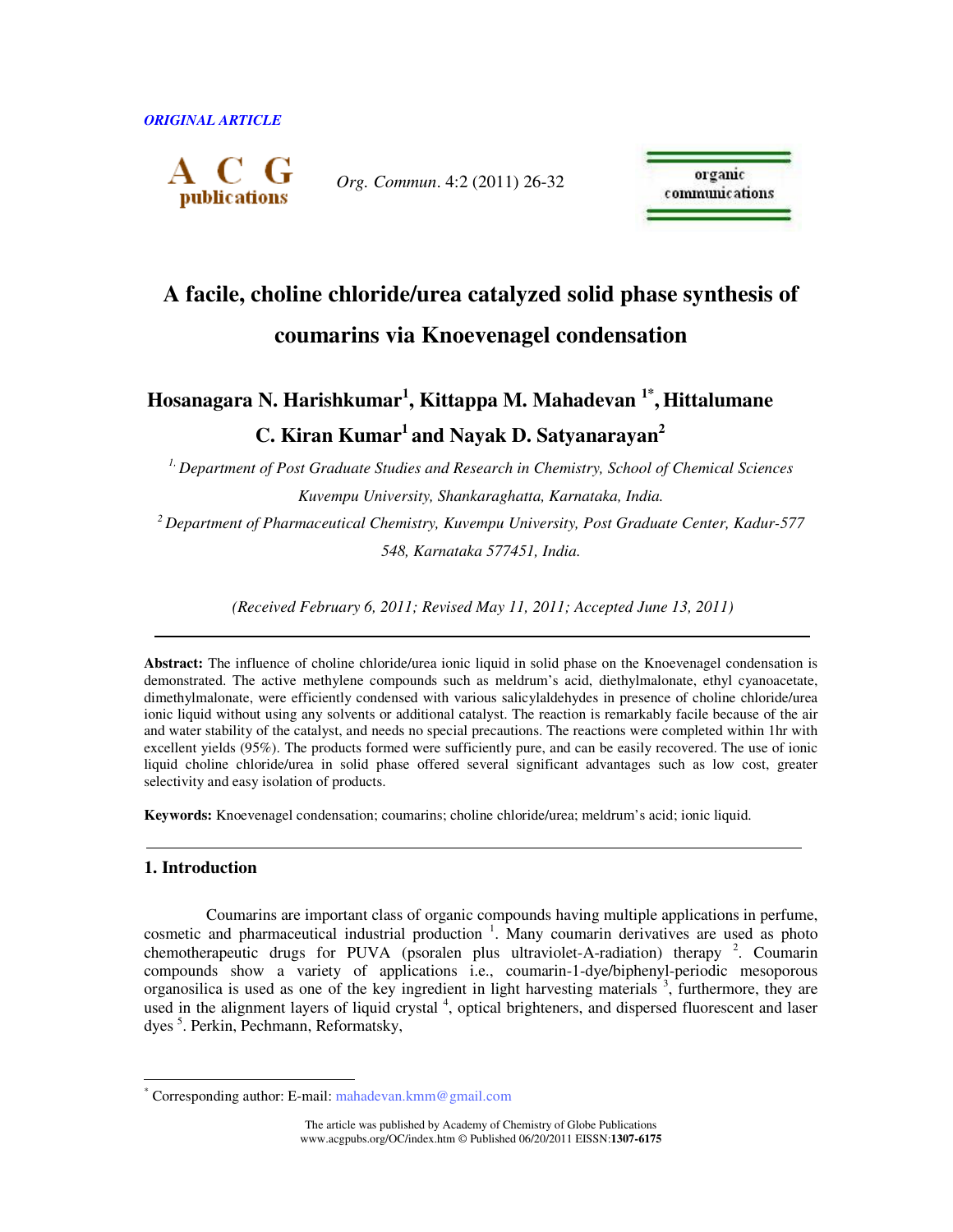ORIGINAL ARTICLE

# A facile, choline chloride/urea catalyzed solid phase synthesis of coumarins via Knoevenagel condensation

**Hosanagara N. Harishkumar[1], Kittappa M. Mahadevan [1*], Hittalumane C. Kiran Kumar[1] and Nayak D. Satyanarayan[2]**

*[1.] Department of Post Graduate Studies and Research in Chemistry, School of Chemical Sciences Kuvempu University, Shankaraghatta, Karnataka, India.*

*[2] Department of Pharmaceutical Chemistry, Kuvempu University, Post Graduate Center, Kadur-577 548, Karnataka 577451, India.*

*(Received February 6, 2011; Revised May 11, 2011; Accepted June 13, 2011)*

**Abstract:** The influence of choline chloride/urea ionic liquid in solid phase on the Knoevenagel condensation is demonstrated. The active methylene compounds such as meldrum's acid, diethylmalonate, ethyl cyanoacetate, dimethylmalonate, were efficiently condensed with various salicylaldehydes in presence of choline chloride/urea ionic liquid without using any solvents or additional catalyst. The reaction is remarkably facile because of the air and water stability of the catalyst, and needs no special precautions. The reactions were completed within 1hr with excellent yields (95%). The products formed were sufficiently pure, and can be easily recovered. The use of ionic liquid choline chloride/urea in solid phase offered several significant advantages such as low cost, greater selectivity and easy isolation of products.

**Keywords:** Knoevenagel condensation; coumarins; choline chloride/urea; meldrum's acid; ionic liquid.

## 1. Introduction

Coumarins are important class of organic compounds having multiple applications in perfume, cosmetic and pharmaceutical industrial production [1]. Many coumarin derivatives are used as photo chemotherapeutic drugs for PUVA (psoralen plus ultraviolet-A-radiation) therapy [2]. Coumarin compounds show a variety of applications i.e., coumarin-1-dye/biphenyl-periodic mesoporous organosilica is used as one of the key ingredient in light harvesting materials [3], furthermore, they are used in the alignment layers of liquid crystal [4], optical brighteners, and dispersed fluorescent and laser dyes [5]. Perkin, Pechmann, Reformatsky,

[*] Corresponding author: E-mail: mahadevan.kmm@gmail.com

The article was published by Academy of Chemistry of Globe Publications www.acgpubs.org/OC/index.htm © Published 06/20/2011 EISSN:**1307-6175**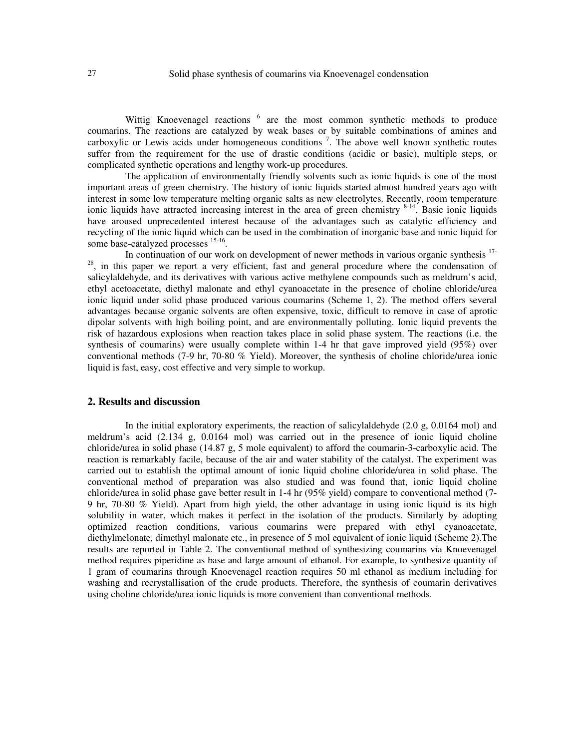Wittig Knoevenagel reactions [6] are the most common synthetic methods to produce coumarins. The reactions are catalyzed by weak bases or by suitable combinations of amines and carboxylic or Lewis acids under homogeneous conditions [7]. The above well known synthetic routes suffer from the requirement for the use of drastic conditions (acidic or basic), multiple steps, or complicated synthetic operations and lengthy work-up procedures.

The application of environmentally friendly solvents such as ionic liquids is one of the most important areas of green chemistry. The history of ionic liquids started almost hundred years ago with interest in some low temperature melting organic salts as new electrolytes. Recently, room temperature ionic liquids have attracted increasing interest in the area of green chemistry [8-14]. Basic ionic liquids have aroused unprecedented interest because of the advantages such as catalytic efficiency and recycling of the ionic liquid which can be used in the combination of inorganic base and ionic liquid for some base-catalyzed processes [15-16].

In continuation of our work on development of newer methods in various organic synthesis [17-28], in this paper we report a very efficient, fast and general procedure where the condensation of salicylaldehyde, and its derivatives with various active methylene compounds such as meldrum's acid, ethyl acetoacetate, diethyl malonate and ethyl cyanoacetate in the presence of choline chloride/urea ionic liquid under solid phase produced various coumarins (Scheme 1, 2). The method offers several advantages because organic solvents are often expensive, toxic, difficult to remove in case of aprotic dipolar solvents with high boiling point, and are environmentally polluting. Ionic liquid prevents the risk of hazardous explosions when reaction takes place in solid phase system. The reactions (i.e. the synthesis of coumarins) were usually complete within 1-4 hr that gave improved yield (95%) over conventional methods (7-9 hr, 70-80 % Yield). Moreover, the synthesis of choline chloride/urea ionic liquid is fast, easy, cost effective and very simple to workup.

## 2. Results and discussion

In the initial exploratory experiments, the reaction of salicylaldehyde (2.0 g, 0.0164 mol) and meldrum's acid (2.134 g, 0.0164 mol) was carried out in the presence of ionic liquid choline chloride/urea in solid phase (14.87 g, 5 mole equivalent) to afford the coumarin-3-carboxylic acid. The reaction is remarkably facile, because of the air and water stability of the catalyst. The experiment was carried out to establish the optimal amount of ionic liquid choline chloride/urea in solid phase. The conventional method of preparation was also studied and was found that, ionic liquid choline chloride/urea in solid phase gave better result in 1-4 hr (95% yield) compare to conventional method (7-9 hr, 70-80 % Yield). Apart from high yield, the other advantage in using ionic liquid is its high solubility in water, which makes it perfect in the isolation of the products. Similarly by adopting optimized reaction conditions, various coumarins were prepared with ethyl cyanoacetate, diethylmelonate, dimethyl malonate etc., in presence of 5 mol equivalent of ionic liquid (Scheme 2).The results are reported in Table 2. The conventional method of synthesizing coumarins via Knoevenagel method requires piperidine as base and large amount of ethanol. For example, to synthesize quantity of 1 gram of coumarins through Knoevenagel reaction requires 50 ml ethanol as medium including for washing and recrystallisation of the crude products. Therefore, the synthesis of coumarin derivatives using choline chloride/urea ionic liquids is more convenient than conventional methods.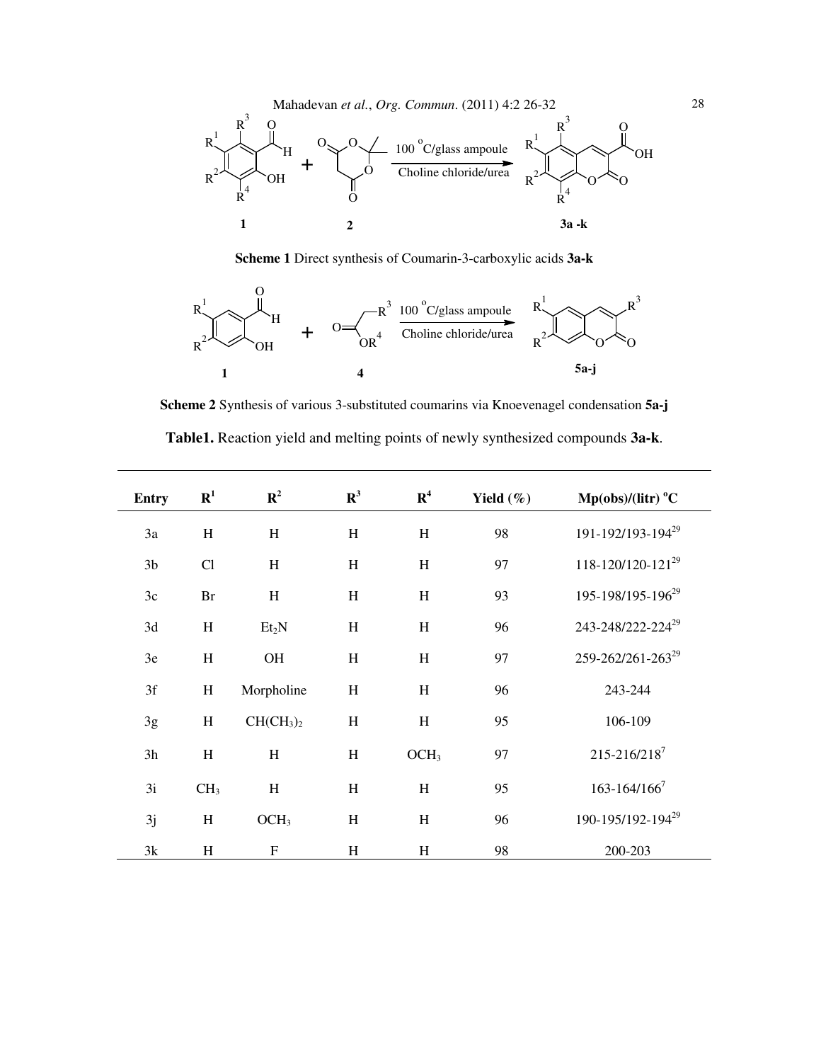**Scheme 1** Direct synthesis of Coumarin-3-carboxylic acids **3a-k**

**Scheme 2** Synthesis of various 3-substituted coumarins via Knoevenagel condensation **5a-j**

**Table1.** Reaction yield and melting points of newly synthesized compounds **3a-k**.

| Entry | $R^1$ | $R^2$ | $R^3$ | $R^4$ | Yield (%) | Mp(obs)/(litr) °C |
|---|---|---|---|---|---|---|
| 3a | H | H | H | H | 98 | 191-192/193-194[29] |
| 3b | Cl | H | H | H | 97 | 118-120/120-121[29] |
| 3c | Br | H | H | H | 93 | 195-198/195-196[29] |
| 3d | H | $Et_2N$ | H | H | 96 | 243-248/222-224[29] |
| 3e | H | OH | H | H | 97 | 259-262/261-263[29] |
| 3f | H | Morpholine | H | H | 96 | 243-244 |
| 3g | H | $CH(CH_3)_2$ | H | H | 95 | 106-109 |
| 3h | H | H | H | $OCH_3$ | 97 | 215-216/218[7] |
| 3i | $CH_3$ | H | H | H | 95 | 163-164/166[7] |
| 3j | H | $OCH_3$ | H | H | 96 | 190-195/192-194[29] |
| 3k | H | F | H | H | 98 | 200-203 |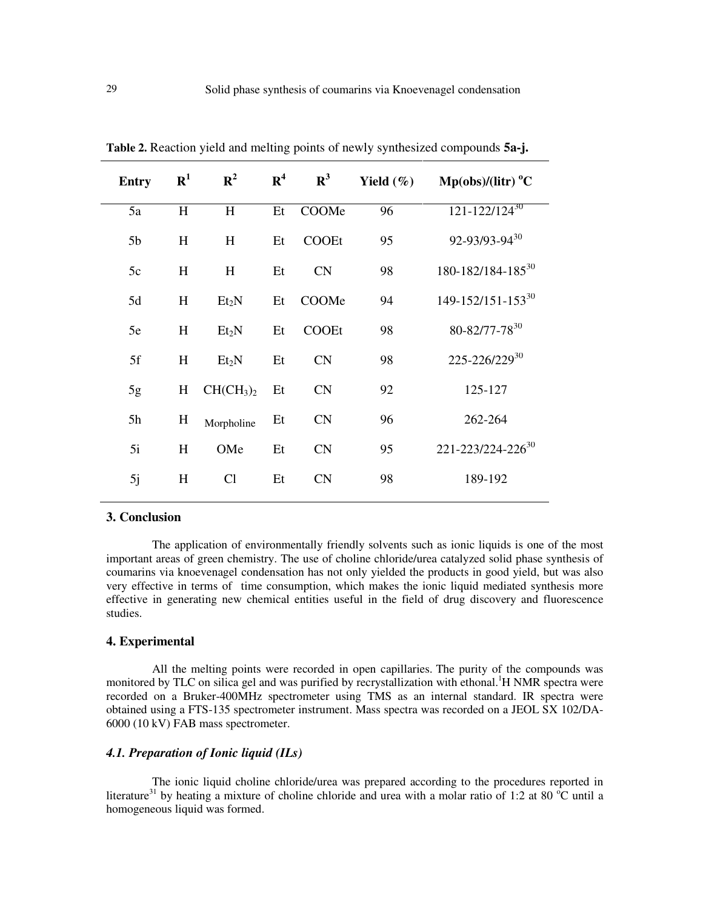**Table 2.** Reaction yield and melting points of newly synthesized compounds **5a-j.**

| Entry | R[1] | R[2] | R[4] | R[3] | Yield (%) | Mp(obs)/(litr) °C |
|---|---|---|---|---|---|---|
| 5a | H | H | Et | COOMe | 96 | 121-122/124[30] |
| 5b | H | H | Et | COOEt | 95 | 92-93/93-94[30] |
| 5c | H | H | Et | CN | 98 | 180-182/184-185[30] |
| 5d | H | $Et_2N$ | Et | COOMe | 94 | 149-152/151-153[30] |
| 5e | H | $Et_2N$ | Et | COOEt | 98 | 80-82/77-78[30] |
| 5f | H | $Et_2N$ | Et | CN | 98 | 225-226/229[30] |
| 5g | H | $CH(CH_3)_2$ | Et | CN | 92 | 125-127 |
| 5h | H | Morpholine | Et | CN | 96 | 262-264 |
| 5i | H | OMe | Et | CN | 95 | 221-223/224-226[30] |
| 5j | H | Cl | Et | CN | 98 | 189-192 |

## 3. Conclusion

The application of environmentally friendly solvents such as ionic liquids is one of the most important areas of green chemistry. The use of choline chloride/urea catalyzed solid phase synthesis of coumarins via knoevenagel condensation has not only yielded the products in good yield, but was also very effective in terms of time consumption, which makes the ionic liquid mediated synthesis more effective in generating new chemical entities useful in the field of drug discovery and fluorescence studies.

## 4. Experimental

All the melting points were recorded in open capillaries. The purity of the compounds was monitored by TLC on silica gel and was purified by recrystallization with ethonal.[1]H NMR spectra were recorded on a Bruker-400MHz spectrometer using TMS as an internal standard. IR spectra were obtained using a FTS-135 spectrometer instrument. Mass spectra was recorded on a JEOL SX 102/DA-6000 (10 kV) FAB mass spectrometer.

### *4.1. Preparation of Ionic liquid (ILs)*

The ionic liquid choline chloride/urea was prepared according to the procedures reported in literature[31] by heating a mixture of choline chloride and urea with a molar ratio of 1:2 at 80 °C until a homogeneous liquid was formed.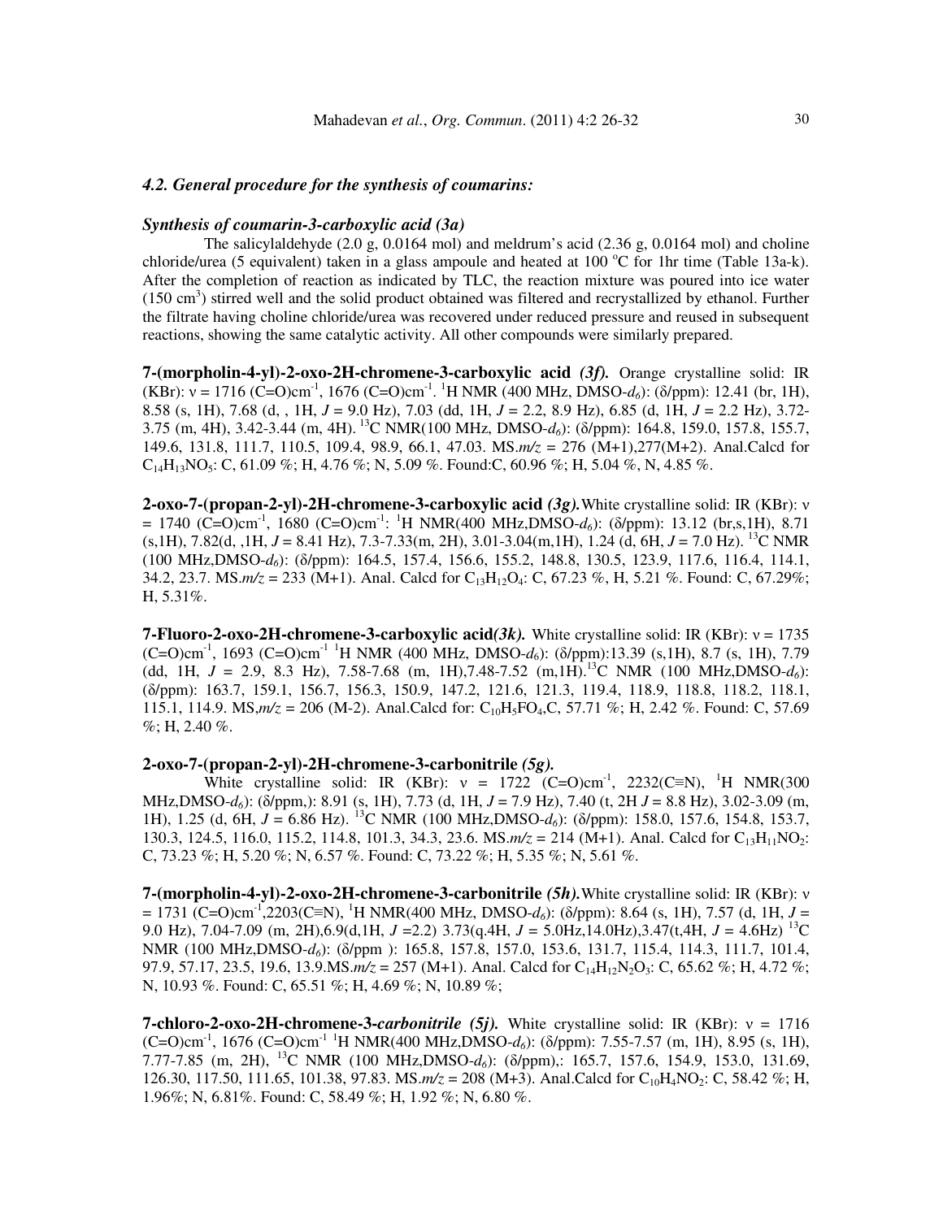### *4.2. General procedure for the synthesis of coumarins:*

#### *Synthesis of coumarin-3-carboxylic acid (3a)*

The salicylaldehyde (2.0 g, 0.0164 mol) and meldrum's acid (2.36 g, 0.0164 mol) and choline chloride/urea (5 equivalent) taken in a glass ampoule and heated at 100 °C for 1hr time (Table 13a-k). After the completion of reaction as indicated by TLC, the reaction mixture was poured into ice water (150 $cm^3$) stirred well and the solid product obtained was filtered and recrystallized by ethanol. Further the filtrate having choline chloride/urea was recovered under reduced pressure and reused in subsequent reactions, showing the same catalytic activity. All other compounds were similarly prepared.

**7-(morpholin-4-yl)-2-oxo-2H-chromene-3-carboxylic acid** ***(3f).*** Orange crystalline solid: IR (KBr): ν = 1716 (C=O)$cm^{-1}$, 1676 (C=O)$cm^{-1}$. $^1$H NMR (400 MHz, DMSO-$d_6$): (δ/ppm): 12.41 (br, 1H), 8.58 (s, 1H), 7.68 (d, , 1H, *J* = 9.0 Hz), 7.03 (dd, 1H, *J* = 2.2, 8.9 Hz), 6.85 (d, 1H, *J* = 2.2 Hz), 3.72-3.75 (m, 4H), 3.42-3.44 (m, 4H). $^{13}$C NMR(100 MHz, DMSO-$d_6$): (δ/ppm): 164.8, 159.0, 157.8, 155.7, 149.6, 131.8, 111.7, 110.5, 109.4, 98.9, 66.1, 47.03. MS.*m/z* = 276 (M+1),277(M+2). Anal.Calcd for $C_{14}H_{13}NO_5$: C, 61.09 %; H, 4.76 %; N, 5.09 %. Found:C, 60.96 %; H, 5.04 %, N, 4.85 %.

**2-oxo-7-(propan-2-yl)-2H-chromene-3-carboxylic acid** ***(3g).*** White crystalline solid: IR (KBr): ν = 1740 (C=O)$cm^{-1}$, 1680 (C=O)$cm^{-1}$: $^1$H NMR(400 MHz,DMSO-$d_6$): (δ/ppm): 13.12 (br,s,1H), 8.71 (s,1H), 7.82(d, ,1H, *J* = 8.41 Hz), 7.3-7.33(m, 2H), 3.01-3.04(m,1H), 1.24 (d, 6H, *J* = 7.0 Hz). $^{13}$C NMR (100 MHz,DMSO-$d_6$): (δ/ppm): 164.5, 157.4, 156.6, 155.2, 148.8, 130.5, 123.9, 117.6, 116.4, 114.1, 34.2, 23.7. MS.*m/z* = 233 (M+1). Anal. Calcd for $C_{13}H_{12}O_4$: C, 67.23 %, H, 5.21 %. Found: C, 67.29%; H, 5.31%.

**7-Fluoro-2-oxo-2H-chromene-3-carboxylic acid*(3k).*** White crystalline solid: IR (KBr): ν = 1735 (C=O)$cm^{-1}$, 1693 (C=O)$cm^{-1}$ $^1$H NMR (400 MHz, DMSO-$d_6$): (δ/ppm):13.39 (s,1H), 8.7 (s, 1H), 7.79 (dd, 1H, *J* = 2.9, 8.3 Hz), 7.58-7.68 (m, 1H),7.48-7.52 (m,1H).$^{13}$C NMR (100 MHz,DMSO-$d_6$): (δ/ppm): 163.7, 159.1, 156.7, 156.3, 150.9, 147.2, 121.6, 121.3, 119.4, 118.9, 118.8, 118.2, 118.1, 115.1, 114.9. MS,*m/z* = 206 (M-2). Anal.Calcd for: $C_{10}H_5FO_4$,C, 57.71 %; H, 2.42 %. Found: C, 57.69 %; H, 2.40 %.

**2-oxo-7-(propan-2-yl)-2H-chromene-3-carbonitrile** ***(5g).***

White crystalline solid: IR (KBr): ν = 1722 (C=O)$cm^{-1}$, 2232(C≡N), $^1$H NMR(300 MHz,DMSO-$d_6$): (δ/ppm,): 8.91 (s, 1H), 7.73 (d, 1H, *J* = 7.9 Hz), 7.40 (t, 2H *J* = 8.8 Hz), 3.02-3.09 (m, 1H), 1.25 (d, 6H, *J* = 6.86 Hz). $^{13}$C NMR (100 MHz,DMSO-$d_6$): (δ/ppm): 158.0, 157.6, 154.8, 153.7, 130.3, 124.5, 116.0, 115.2, 114.8, 101.3, 34.3, 23.6. MS.*m/z* = 214 (M+1). Anal. Calcd for $C_{13}H_{11}NO_2$: C, 73.23 %; H, 5.20 %; N, 6.57 %. Found: C, 73.22 %; H, 5.35 %; N, 5.61 %.

**7-(morpholin-4-yl)-2-oxo-2H-chromene-3-carbonitrile** ***(5h).*** White crystalline solid: IR (KBr): ν = 1731 (C=O)$cm^{-1}$,2203(C≡N), $^1$H NMR(400 MHz, DMSO-$d_6$): (δ/ppm): 8.64 (s, 1H), 7.57 (d, 1H, *J* = 9.0 Hz), 7.04-7.09 (m, 2H),6.9(d,1H, *J* =2.2) 3.73(q.4H, *J* = 5.0Hz,14.0Hz),3.47(t,4H, *J* = 4.6Hz) $^{13}$C NMR (100 MHz,DMSO-$d_6$): (δ/ppm ): 165.8, 157.8, 157.0, 153.6, 131.7, 115.4, 114.3, 111.7, 101.4, 97.9, 57.17, 23.5, 19.6, 13.9.MS.*m/z* = 257 (M+1). Anal. Calcd for $C_{14}H_{12}N_2O_3$: C, 65.62 %; H, 4.72 %; N, 10.93 %. Found: C, 65.51 %; H, 4.69 %; N, 10.89 %;

**7-chloro-2-oxo-2H-chromene-3-*carbonitrile (5j).*** White crystalline solid: IR (KBr): ν = 1716 (C=O)$cm^{-1}$, 1676 (C=O)$cm^{-1}$ $^1$H NMR(400 MHz,DMSO-$d_6$): (δ/ppm): 7.55-7.57 (m, 1H), 8.95 (s, 1H), 7.77-7.85 (m, 2H), $^{13}$C NMR (100 MHz,DMSO-$d_6$): (δ/ppm),: 165.7, 157.6, 154.9, 153.0, 131.69, 126.30, 117.50, 111.65, 101.38, 97.83. MS.*m/z* = 208 (M+3). Anal.Calcd for $C_{10}H_4NO_2$: C, 58.42 %; H, 1.96%; N, 6.81%. Found: C, 58.49 %; H, 1.92 %; N, 6.80 %.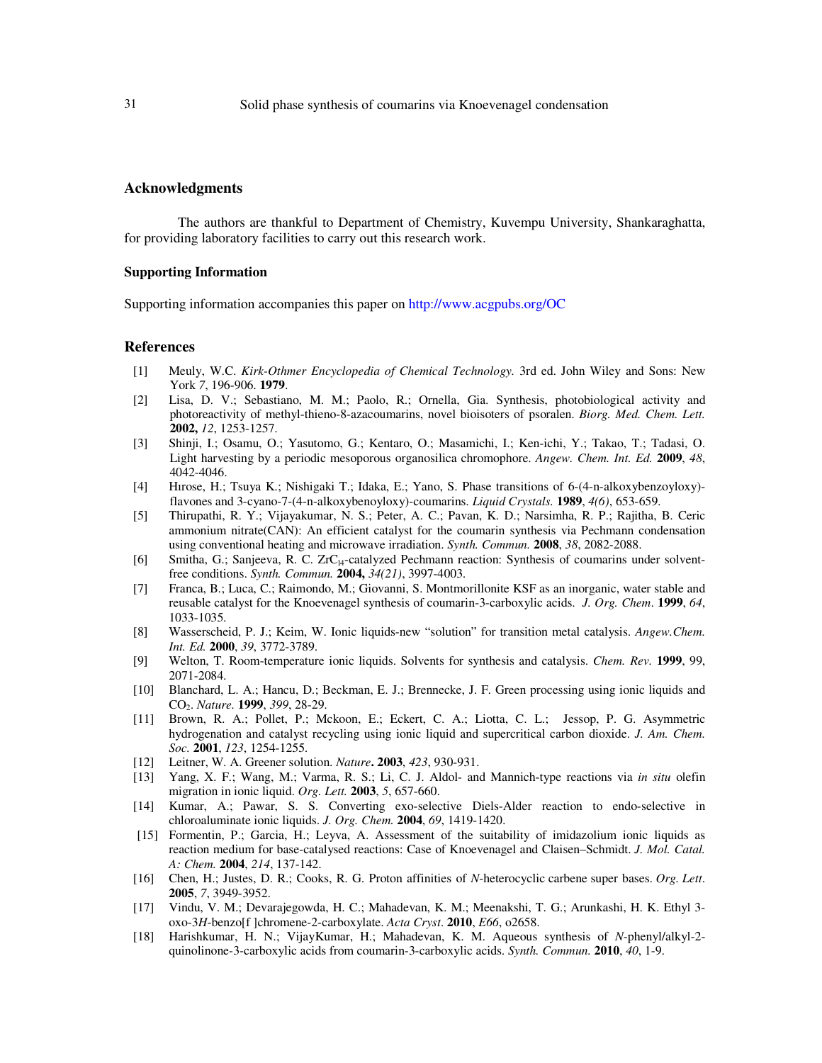## Acknowledgments

The authors are thankful to Department of Chemistry, Kuvempu University, Shankaraghatta, for providing laboratory facilities to carry out this research work.

### Supporting Information

Supporting information accompanies this paper on http://www.acgpubs.org/OC

## References

[1] Meuly, W.C. *Kirk-Othmer Encyclopedia of Chemical Technology.* 3rd ed. John Wiley and Sons: New York *7*, 196-906. **1979**.

[2] Lisa, D. V.; Sebastiano, M. M.; Paolo, R.; Ornella, Gia. Synthesis, photobiological activity and photoreactivity of methyl-thieno-8-azacoumarins, novel bioisoters of psoralen. *Biorg. Med. Chem. Lett.* **2002,** *12*, 1253-1257.

[3] Shinji, I.; Osamu, O.; Yasutomo, G.; Kentaro, O.; Masamichi, I.; Ken-ichi, Y.; Takao, T.; Tadasi, O. Light harvesting by a periodic mesoporous organosilica chromophore. *Angew. Chem. Int. Ed.* **2009**, *48*, 4042-4046.

[4] Hırose, H.; Tsuya K.; Nishigaki T.; Idaka, E.; Yano, S. Phase transitions of 6-(4-n-alkoxybenzoyloxy)-flavones and 3-cyano-7-(4-n-alkoxybenoyloxy)-coumarins. *Liquid Crystals.* **1989**, *4(6)*, 653-659.

[5] Thirupathi, R. Y.; Vijayakumar, N. S.; Peter, A. C.; Pavan, K. D.; Narsimha, R. P.; Rajitha, B. Ceric ammonium nitrate(CAN): An efficient catalyst for the coumarin synthesis via Pechmann condensation using conventional heating and microwave irradiation. *Synth. Commun.* **2008**, *38*, 2082-2088.

[6] Smitha, G.; Sanjeeva, R. C. $ZrCl_4$-catalyzed Pechmann reaction: Synthesis of coumarins under solvent-free conditions. *Synth. Commun.* **2004,** *34(21)*, 3997-4003.

[7] Franca, B.; Luca, C.; Raimondo, M.; Giovanni, S. Montmorillonite KSF as an inorganic, water stable and reusable catalyst for the Knoevenagel synthesis of coumarin-3-carboxylic acids. *J. Org. Chem*. **1999**, *64*, 1033-1035.

[8] Wasserscheid, P. J.; Keim, W. Ionic liquids-new "solution" for transition metal catalysis. *Angew.Chem. Int. Ed.* **2000**, *39*, 3772-3789.

[9] Welton, T. Room-temperature ionic liquids. Solvents for synthesis and catalysis. *Chem. Rev.* **1999**, 99, 2071-2084.

[10] Blanchard, L. A.; Hancu, D.; Beckman, E. J.; Brennecke, J. F. Green processing using ionic liquids and $CO_2$. *Nature.* **1999**, *399*, 28-29.

[11] Brown, R. A.; Pollet, P.; Mckoon, E.; Eckert, C. A.; Liotta, C. L.; Jessop, P. G. Asymmetric hydrogenation and catalyst recycling using ionic liquid and supercritical carbon dioxide. *J. Am. Chem. Soc.* **2001**, *123*, 1254-1255.

[12] Leitner, W. A. Greener solution. *Nature***. 2003**, *423*, 930-931.

[13] Yang, X. F.; Wang, M.; Varma, R. S.; Li, C. J. Aldol- and Mannich-type reactions via *in situ* olefin migration in ionic liquid. *Org. Lett.* **2003**, *5*, 657-660.

[14] Kumar, A.; Pawar, S. S. Converting exo-selective Diels-Alder reaction to endo-selective in chloroaluminate ionic liquids. *J. Org. Chem.* **2004**, *69*, 1419-1420.

[15] Formentin, P.; Garcia, H.; Leyva, A. Assessment of the suitability of imidazolium ionic liquids as reaction medium for base-catalysed reactions: Case of Knoevenagel and Claisen–Schmidt. *J. Mol. Catal. A: Chem.* **2004**, *214*, 137-142.

[16] Chen, H.; Justes, D. R.; Cooks, R. G. Proton affinities of *N*-heterocyclic carbene super bases. *Org. Lett*. **2005**, *7*, 3949-3952.

[17] Vindu, V. M.; Devarajegowda, H. C.; Mahadevan, K. M.; Meenakshi, T. G.; Arunkashi, H. K. Ethyl 3-oxo-3*H*-benzo[f ]chromene-2-carboxylate. *Acta Cryst*. **2010**, *E66*, o2658.

[18] Harishkumar, H. N.; VijayKumar, H.; Mahadevan, K. M. Aqueous synthesis of *N*-phenyl/alkyl-2-quinolinone-3-carboxylic acids from coumarin-3-carboxylic acids. *Synth. Commun.* **2010**, *40*, 1-9.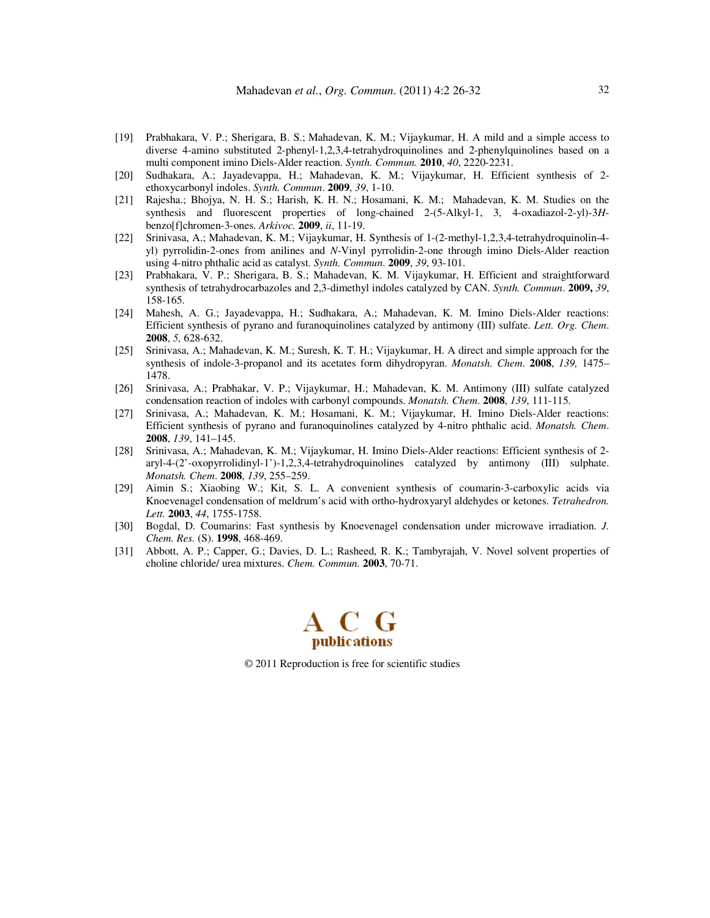[19] Prabhakara, V. P.; Sherigara, B. S.; Mahadevan, K. M.; Vijaykumar, H. A mild and a simple access to diverse 4-amino substituted 2-phenyl-1,2,3,4-tetrahydroquinolines and 2-phenylquinolines based on a multi component imino Diels-Alder reaction. *Synth. Commun.* **2010**, *40*, 2220-2231.

[20] Sudhakara, A.; Jayadevappa, H.; Mahadevan, K. M.; Vijaykumar, H. Efficient synthesis of 2-ethoxycarbonyl indoles. *Synth. Commun*. **2009**, *39*, 1-10.

[21] Rajesha.; Bhojya, N. H. S.; Harish, K. H. N.; Hosamani, K. M.; Mahadevan, K. M. Studies on the synthesis and fluorescent properties of long-chained 2-(5-Alkyl-1, 3, 4-oxadiazol-2-yl)-3*H*-benzo[f]chromen-3-ones. *Arkivoc.* **2009**, *ii*, 11-19.

[22] Srinivasa, A.; Mahadevan, K. M.; Vijaykumar, H. Synthesis of 1-(2-methyl-1,2,3,4-tetrahydroquinolin-4-yl) pyrrolidin-2-ones from anilines and *N*-Vinyl pyrrolidin-2-one through imino Diels-Alder reaction using 4-nitro phthalic acid as catalyst. *Synth. Commun.* **2009**, *39*, 93-101.

[23] Prabhakara, V. P.; Sherigara, B. S.; Mahadevan, K. M. Vijaykumar, H. Efficient and straightforward synthesis of tetrahydrocarbazoles and 2,3-dimethyl indoles catalyzed by CAN. *Synth. Commun*. **2009,** *39*, 158-165.

[24] Mahesh, A. G.; Jayadevappa, H.; Sudhakara, A.; Mahadevan, K. M. Imino Diels-Alder reactions: Efficient synthesis of pyrano and furanoquinolines catalyzed by antimony (III) sulfate. *Lett. Org. Chem*. **2008**, *5,* 628-632.

[25] Srinivasa, A.; Mahadevan, K. M.; Suresh, K. T. H.; Vijaykumar, H. A direct and simple approach for the synthesis of indole-3-propanol and its acetates form dihydropyran. *Monatsh. Chem*. **2008**, *139,* 1475–1478.

[26] Srinivasa, A.; Prabhakar, V. P.; Vijaykumar, H.; Mahadevan, K. M. Antimony (III) sulfate catalyzed condensation reaction of indoles with carbonyl compounds. *Monatsh. Chem*. **2008**, *139*, 111-115.

[27] Srinivasa, A.; Mahadevan, K. M.; Hosamani, K. M.; Vijaykumar, H. Imino Diels-Alder reactions: Efficient synthesis of pyrano and furanoquinolines catalyzed by 4-nitro phthalic acid. *Monatsh. Chem*. **2008**, *139*, 141–145.

[28] Srinivasa, A.; Mahadevan, K. M.; Vijaykumar, H. Imino Diels-Alder reactions: Efficient synthesis of 2-aryl-4-(2'-oxopyrrolidinyl-1')-1,2,3,4-tetrahydroquinolines catalyzed by antimony (III) sulphate. *Monatsh. Chem*. **2008**, *139*, 255–259.

[29] Aimin S.; Xiaobing W.; Kit, S. L. A convenient synthesis of coumarin-3-carboxylic acids via Knoevenagel condensation of meldrum's acid with ortho-hydroxyaryl aldehydes or ketones. *Tetrahedron. Lett.* **2003**, *44*, 1755-1758.

[30] Bogdal, D. Coumarins: Fast synthesis by Knoevenagel condensation under microwave irradiation. *J. Chem. Res.* (S). **1998**, 468-469.

[31] Abbott, A. P.; Capper, G.; Davies, D. L.; Rasheed, R. K.; Tambyrajah, V. Novel solvent properties of choline chloride/ urea mixtures. *Chem. Commun.* **2003**, 70-71.

A C G
publications

© 2011 Reproduction is free for scientific studies